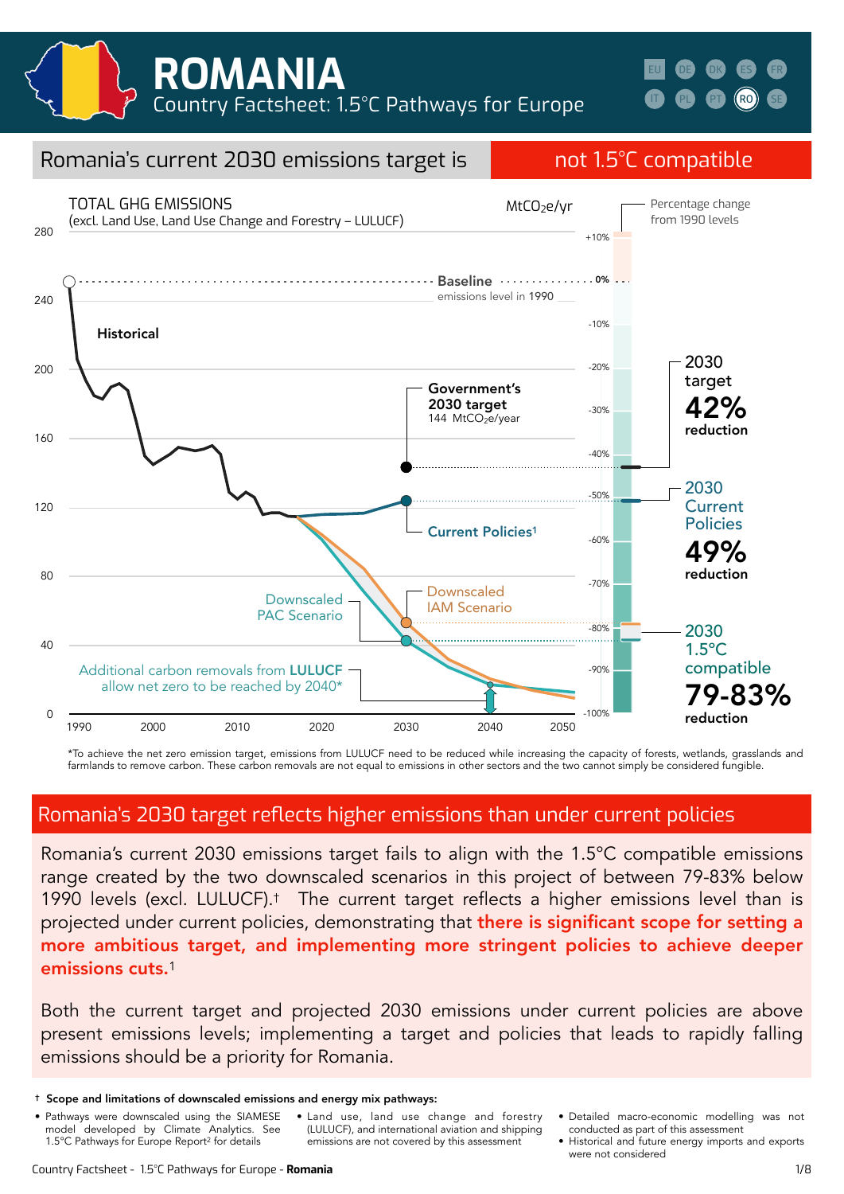# ROMANIA

Country Factsheet: 1.5°C Pathways for Europe

## Romania's current 2030 emissions target is not 1.5°C compatible

TOTAL GHG EMISSIONS (excl. Land Use, Land Use Change and Forestry – LULUCF) — $MtCO_2e/yr$

Percentage change from 1990 levels

Baseline: emissions level in 1990

Historical

Government's 2030 target: 144 $MtCO_2e$/year

Current Policies[1]

Downscaled PAC Scenario

Downscaled IAM Scenario

Additional carbon removals from **LULUCF** allow net zero to be reached by 2040*

2030 target **42%** reduction

2030 Current Policies **49%** reduction

2030 1.5°C compatible **79-83%** reduction

*To achieve the net zero emission target, emissions from LULUCF need to be reduced while increasing the capacity of forests, wetlands, grasslands and farmlands to remove carbon. These carbon removals are not equal to emissions in other sectors and the two cannot simply be considered fungible.

## Romania's 2030 target reflects higher emissions than under current policies

Romania's current 2030 emissions target fails to align with the 1.5°C compatible emissions range created by the two downscaled scenarios in this project of between 79-83% below 1990 levels (excl. LULUCF).† The current target reflects a higher emissions level than is projected under current policies, demonstrating that **there is significant scope for setting a more ambitious target, and implementing more stringent policies to achieve deeper emissions cuts.**[1]

Both the current target and projected 2030 emissions under current policies are above present emissions levels; implementing a target and policies that leads to rapidly falling emissions should be a priority for Romania.

† **Scope and limitations of downscaled emissions and energy mix pathways:**

- Pathways were downscaled using the SIAMESE model developed by Climate Analytics. See 1.5°C Pathways for Europe Report[2] for details
- Land use, land use change and forestry (LULUCF), and international aviation and shipping emissions are not covered by this assessment
- Detailed macro-economic modelling was not conducted as part of this assessment
- Historical and future energy imports and exports were not considered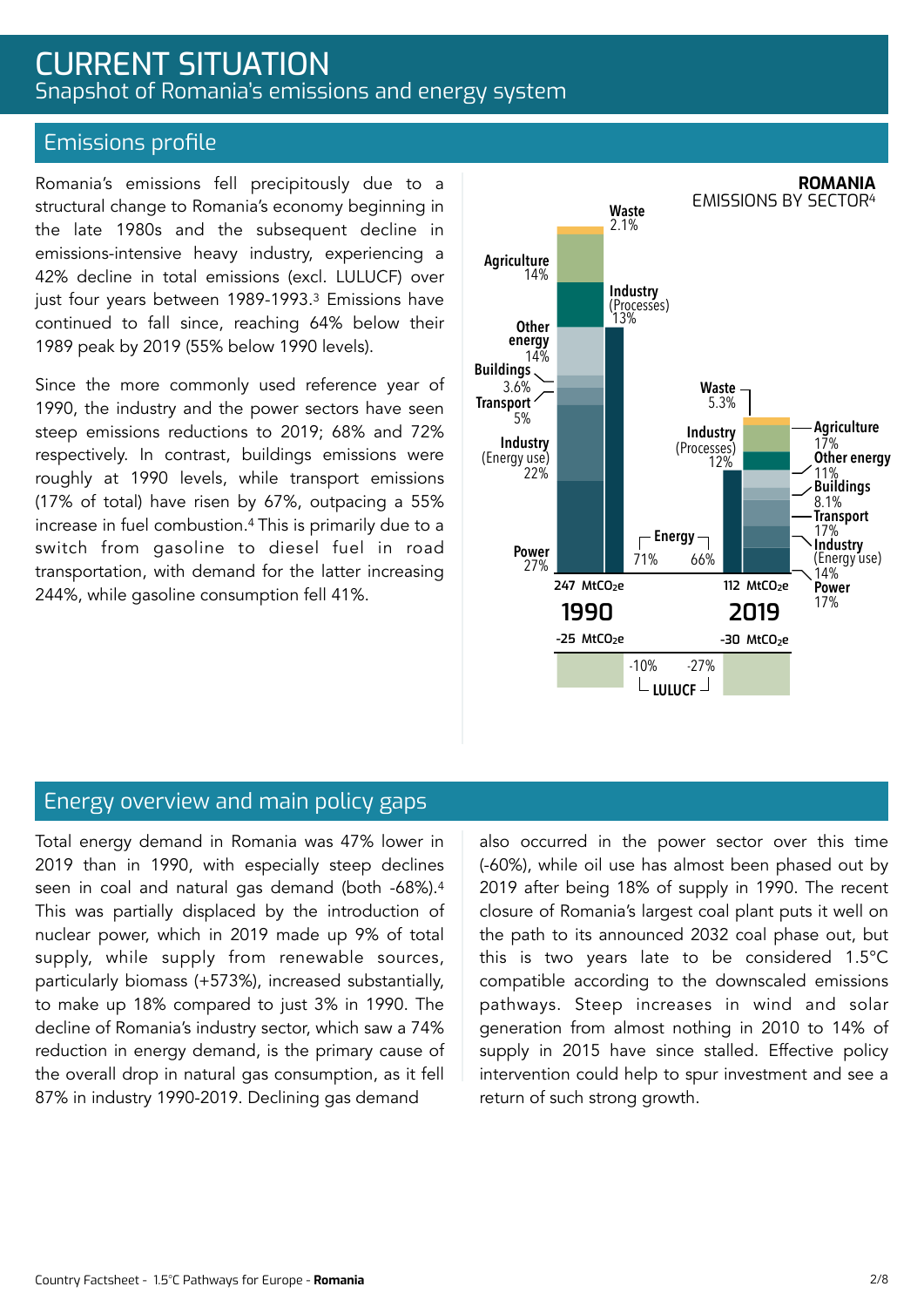# CURRENT SITUATION

Snapshot of Romania's emissions and energy system

## Emissions profile

Romania's emissions fell precipitously due to a structural change to Romania's economy beginning in the late 1980s and the subsequent decline in emissions-intensive heavy industry, experiencing a 42% decline in total emissions (excl. LULUCF) over just four years between 1989-1993.[3] Emissions have continued to fall since, reaching 64% below their 1989 peak by 2019 (55% below 1990 levels).

Since the more commonly used reference year of 1990, the industry and the power sectors have seen steep emissions reductions to 2019; 68% and 72% respectively. In contrast, buildings emissions were roughly at 1990 levels, while transport emissions (17% of total) have risen by 67%, outpacing a 55% increase in fuel combustion.[4] This is primarily due to a switch from gasoline to diesel fuel in road transportation, with demand for the latter increasing 244%, while gasoline consumption fell 41%.

**ROMANIA**
EMISSIONS BY SECTOR[4]

| Sector | 1990 | 2019 |
|---|---|---|
| Waste | 2.1% | 5.3% |
| Agriculture | 14% | 17% |
| Industry (Processes) | 13% | 12% |
| Other energy | 14% | 11% |
| Buildings | 3.6% | 8.1% |
| Transport | 5% | 17% |
| Industry (Energy use) | 22% | 14% |
| Power | 27% | 17% |
| Energy (total) | 71% | 66% |
| Total | 247 $MtCO_2e$ | 112 $MtCO_2e$ |
| LULUCF | -25 $MtCO_2e$ (-10%) | -30 $MtCO_2e$ (-27%) |

## Energy overview and main policy gaps

Total energy demand in Romania was 47% lower in 2019 than in 1990, with especially steep declines seen in coal and natural gas demand (both -68%).[4] This was partially displaced by the introduction of nuclear power, which in 2019 made up 9% of total supply, while supply from renewable sources, particularly biomass (+573%), increased substantially, to make up 18% compared to just 3% in 1990. The decline of Romania's industry sector, which saw a 74% reduction in energy demand, is the primary cause of the overall drop in natural gas consumption, as it fell 87% in industry 1990-2019. Declining gas demand also occurred in the power sector over this time (-60%), while oil use has almost been phased out by 2019 after being 18% of supply in 1990. The recent closure of Romania's largest coal plant puts it well on the path to its announced 2032 coal phase out, but this is two years late to be considered 1.5°C compatible according to the downscaled emissions pathways. Steep increases in wind and solar generation from almost nothing in 2010 to 14% of supply in 2015 have since stalled. Effective policy intervention could help to spur investment and see a return of such strong growth.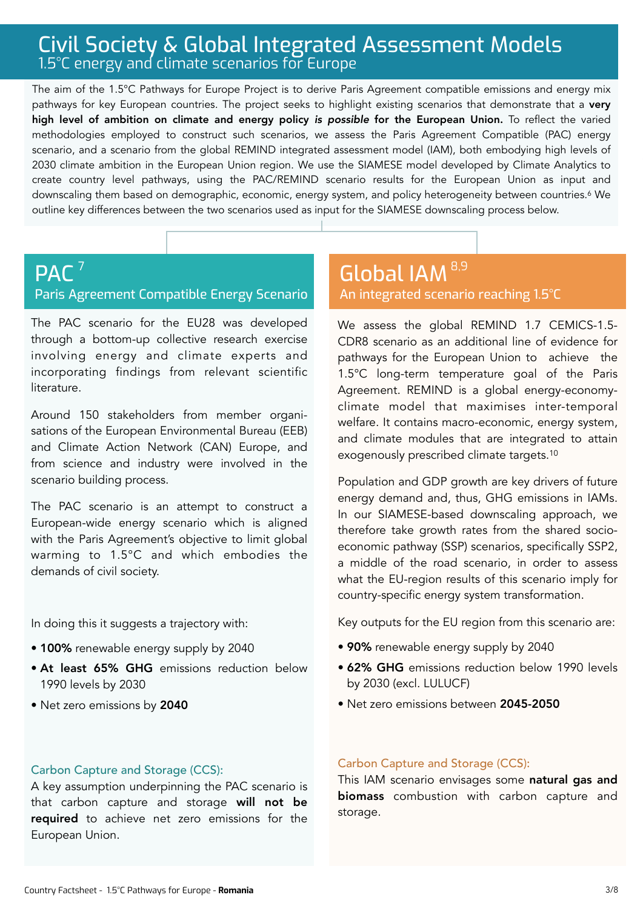# Civil Society & Global Integrated Assessment Models

## 1.5°C energy and climate scenarios for Europe

The aim of the 1.5°C Pathways for Europe Project is to derive Paris Agreement compatible emissions and energy mix pathways for key European countries. The project seeks to highlight existing scenarios that demonstrate that a **very high level of ambition on climate and energy policy *is possible* for the European Union.** To reflect the varied methodologies employed to construct such scenarios, we assess the Paris Agreement Compatible (PAC) energy scenario, and a scenario from the global REMIND integrated assessment model (IAM), both embodying high levels of 2030 climate ambition in the European Union region. We use the SIAMESE model developed by Climate Analytics to create country level pathways, using the PAC/REMIND scenario results for the European Union as input and downscaling them based on demographic, economic, energy system, and policy heterogeneity between countries.[6] We outline key differences between the two scenarios used as input for the SIAMESE downscaling process below.

## PAC [7]

### Paris Agreement Compatible Energy Scenario

The PAC scenario for the EU28 was developed through a bottom-up collective research exercise involving energy and climate experts and incorporating findings from relevant scientific literature.

Around 150 stakeholders from member organisations of the European Environmental Bureau (EEB) and Climate Action Network (CAN) Europe, and from science and industry were involved in the scenario building process.

The PAC scenario is an attempt to construct a European-wide energy scenario which is aligned with the Paris Agreement's objective to limit global warming to 1.5°C and which embodies the demands of civil society.

In doing this it suggests a trajectory with:

- **100%** renewable energy supply by 2040
- **At least 65% GHG** emissions reduction below 1990 levels by 2030
- Net zero emissions by **2040**

#### Carbon Capture and Storage (CCS):

A key assumption underpinning the PAC scenario is that carbon capture and storage **will not be required** to achieve net zero emissions for the European Union.

## Global IAM [8,9]

### An integrated scenario reaching 1.5°C

We assess the global REMIND 1.7 CEMICS-1.5-CDR8 scenario as an additional line of evidence for pathways for the European Union to achieve the 1.5°C long-term temperature goal of the Paris Agreement. REMIND is a global energy-economy-climate model that maximises inter-temporal welfare. It contains macro-economic, energy system, and climate modules that are integrated to attain exogenously prescribed climate targets.[10]

Population and GDP growth are key drivers of future energy demand and, thus, GHG emissions in IAMs. In our SIAMESE-based downscaling approach, we therefore take growth rates from the shared socio-economic pathway (SSP) scenarios, specifically SSP2, a middle of the road scenario, in order to assess what the EU-region results of this scenario imply for country-specific energy system transformation.

Key outputs for the EU region from this scenario are:

- **90%** renewable energy supply by 2040
- **62% GHG** emissions reduction below 1990 levels by 2030 (excl. LULUCF)
- Net zero emissions between **2045-2050**

#### Carbon Capture and Storage (CCS):

This IAM scenario envisages some **natural gas and biomass** combustion with carbon capture and storage.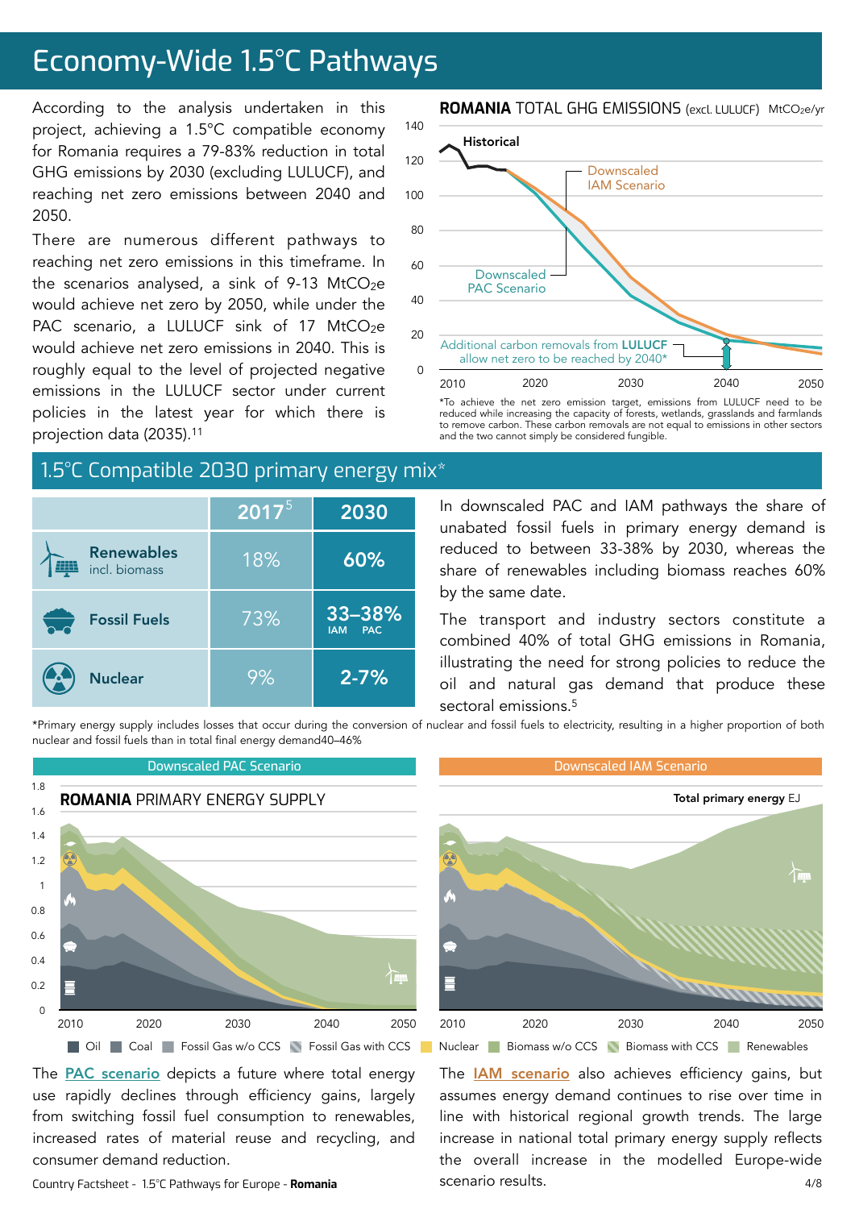# Economy-Wide 1.5°C Pathways

According to the analysis undertaken in this project, achieving a 1.5°C compatible economy for Romania requires a 79-83% reduction in total GHG emissions by 2030 (excluding LULUCF), and reaching net zero emissions between 2040 and 2050.

There are numerous different pathways to reaching net zero emissions in this timeframe. In the scenarios analysed, a sink of 9-13 $MtCO_2e$ would achieve net zero by 2050, while under the PAC scenario, a LULUCF sink of 17 $MtCO_2e$ would achieve net zero emissions in 2040. This is roughly equal to the level of projected negative emissions in the LULUCF sector under current policies in the latest year for which there is projection data (2035).[11]

**ROMANIA** TOTAL GHG EMISSIONS (excl. LULUCF) $MtCO_2e/yr$

Historical

Downscaled IAM Scenario

Downscaled PAC Scenario

Additional carbon removals from **LULUCF** allow net zero to be reached by 2040*

*To achieve the net zero emission target, emissions from LULUCF need to be reduced while increasing the capacity of forests, wetlands, grasslands and farmlands to remove carbon. These carbon removals are not equal to emissions in other sectors and the two cannot simply be considered fungible.

## 1.5°C Compatible 2030 primary energy mix*

| | 2017[5] | 2030 |
|---|---|---|
| **Renewables** incl. biomass | 18% | **60%** |
| **Fossil Fuels** | 73% | **33–38%** (IAM, PAC) |
| **Nuclear** | 9% | **2-7%** |

In downscaled PAC and IAM pathways the share of unabated fossil fuels in primary energy demand is reduced to between 33-38% by 2030, whereas the share of renewables including biomass reaches 60% by the same date.

The transport and industry sectors constitute a combined 40% of total GHG emissions in Romania, illustrating the need for strong policies to reduce the oil and natural gas demand that produce these sectoral emissions.[5]

*Primary energy supply includes losses that occur during the conversion of nuclear and fossil fuels to electricity, resulting in a higher proportion of both nuclear and fossil fuels than in total final energy demand40–46%

**ROMANIA** PRIMARY ENERGY SUPPLY

Downscaled PAC Scenario | Downscaled IAM Scenario

Total primary energy EJ

Oil | Coal | Fossil Gas w/o CCS | Fossil Gas with CCS | Nuclear | Biomass w/o CCS | Biomass with CCS | Renewables

The PAC scenario depicts a future where total energy use rapidly declines through efficiency gains, largely from switching fossil fuel consumption to renewables, increased rates of material reuse and recycling, and consumer demand reduction.

The IAM scenario also achieves efficiency gains, but assumes energy demand continues to rise over time in line with historical regional growth trends. The large increase in national total primary energy supply reflects the overall increase in the modelled Europe-wide scenario results.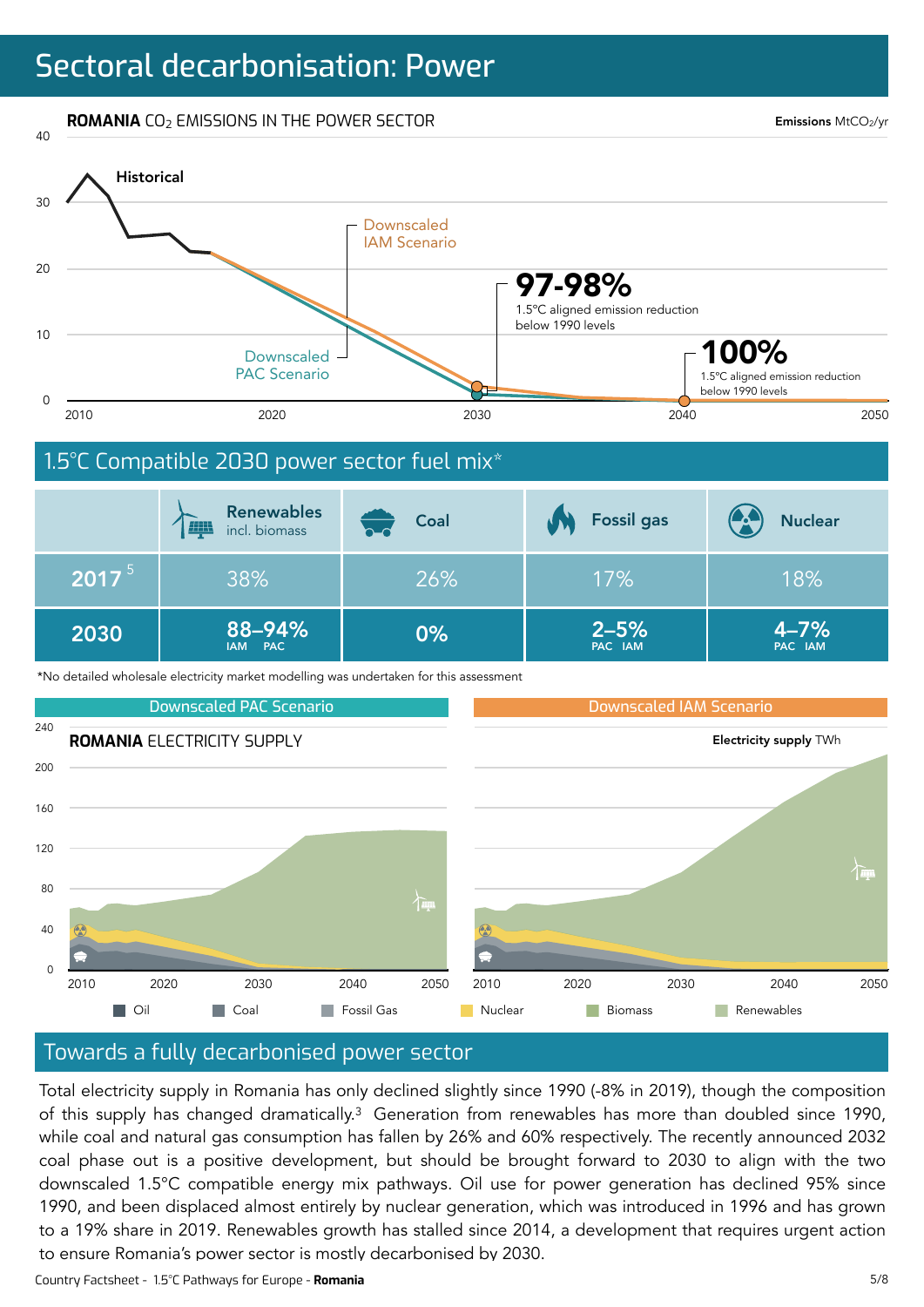# Sectoral decarbonisation: Power

**ROMANIA** $CO_2$ EMISSIONS IN THE POWER SECTOR

**Emissions** $MtCO_2$/yr

Historical

Downscaled IAM Scenario

Downscaled PAC Scenario

**97-98%** 1.5°C aligned emission reduction below 1990 levels

**100%** 1.5°C aligned emission reduction below 1990 levels

## 1.5°C Compatible 2030 power sector fuel mix*

| | Renewables incl. biomass | Coal | Fossil gas | Nuclear |
|---|---|---|---|---|
| 2017 [5] | 38% | 26% | 17% | 18% |
| 2030 | 88–94% (IAM – PAC) | 0% | 2–5% (PAC – IAM) | 4–7% (PAC – IAM) |

*No detailed wholesale electricity market modelling was undertaken for this assessment

Downscaled PAC Scenario | Downscaled IAM Scenario

**ROMANIA** ELECTRICITY SUPPLY

**Electricity supply** TWh

Oil | Coal | Fossil Gas | Nuclear | Biomass | Renewables

## Towards a fully decarbonised power sector

Total electricity supply in Romania has only declined slightly since 1990 (-8% in 2019), though the composition of this supply has changed dramatically.[3] Generation from renewables has more than doubled since 1990, while coal and natural gas consumption has fallen by 26% and 60% respectively. The recently announced 2032 coal phase out is a positive development, but should be brought forward to 2030 to align with the two downscaled 1.5°C compatible energy mix pathways. Oil use for power generation has declined 95% since 1990, and been displaced almost entirely by nuclear generation, which was introduced in 1996 and has grown to a 19% share in 2019. Renewables growth has stalled since 2014, a development that requires urgent action to ensure Romania's power sector is mostly decarbonised by 2030.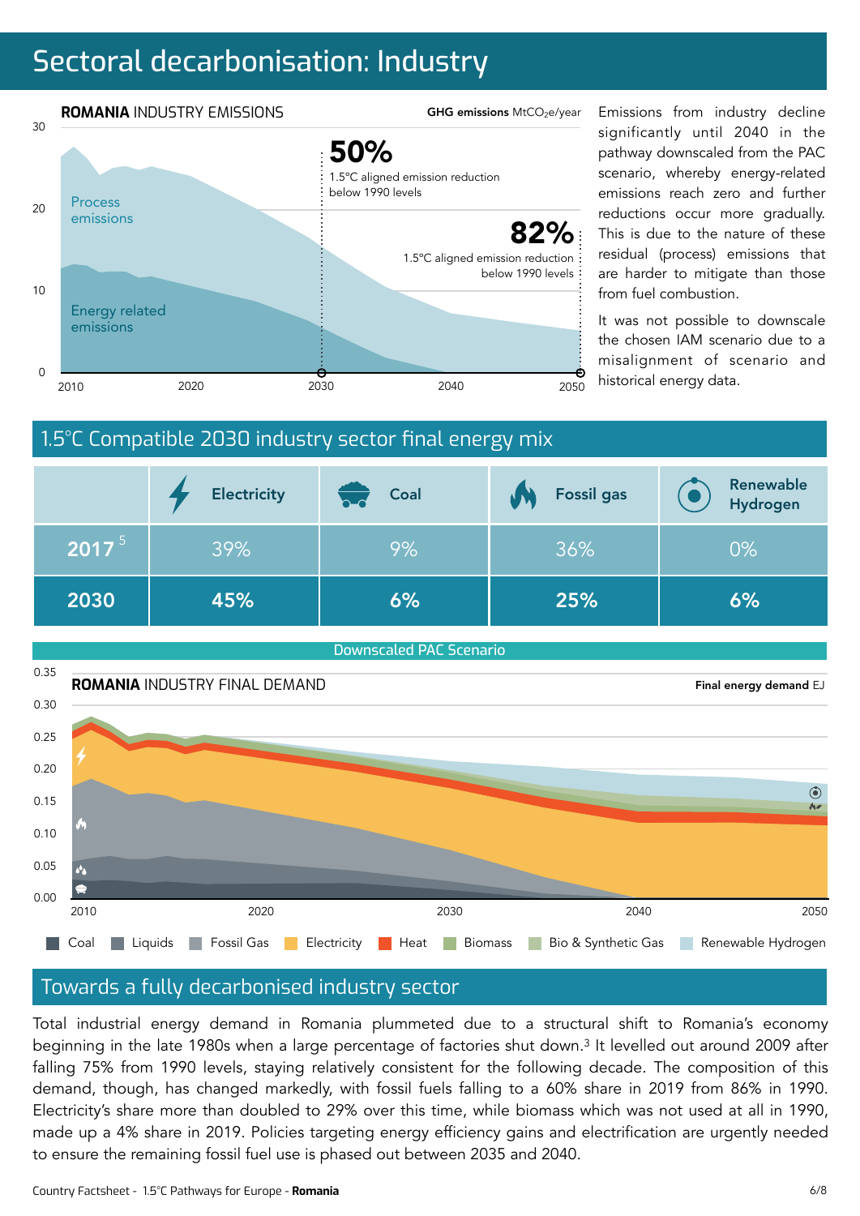# Sectoral decarbonisation: Industry

**ROMANIA** INDUSTRY EMISSIONS

GHG emissions $MtCO_2e$/year

Process emissions

Energy related emissions

**50%** 1.5°C aligned emission reduction below 1990 levels

**82%** 1.5°C aligned emission reduction below 1990 levels

Emissions from industry decline significantly until 2040 in the pathway downscaled from the PAC scenario, whereby energy-related emissions reach zero and further reductions occur more gradually. This is due to the nature of these residual (process) emissions that are harder to mitigate than those from fuel combustion.

It was not possible to downscale the chosen IAM scenario due to a misalignment of scenario and historical energy data.

## 1.5°C Compatible 2030 industry sector final energy mix

| | Electricity | Coal | Fossil gas | Renewable Hydrogen |
|---|---|---|---|---|
| 2017[5] | 39% | 9% | 36% | 0% |
| **2030** | **45%** | **6%** | **25%** | **6%** |

Downscaled PAC Scenario

**ROMANIA** INDUSTRY FINAL DEMAND

**Final energy demand** EJ

Coal | Liquids | Fossil Gas | Electricity | Heat | Biomass | Bio & Synthetic Gas | Renewable Hydrogen

## Towards a fully decarbonised industry sector

Total industrial energy demand in Romania plummeted due to a structural shift to Romania's economy beginning in the late 1980s when a large percentage of factories shut down.[3] It levelled out around 2009 after falling 75% from 1990 levels, staying relatively consistent for the following decade. The composition of this demand, though, has changed markedly, with fossil fuels falling to a 60% share in 2019 from 86% in 1990. Electricity's share more than doubled to 29% over this time, while biomass which was not used at all in 1990, made up a 4% share in 2019. Policies targeting energy efficiency gains and electrification are urgently needed to ensure the remaining fossil fuel use is phased out between 2035 and 2040.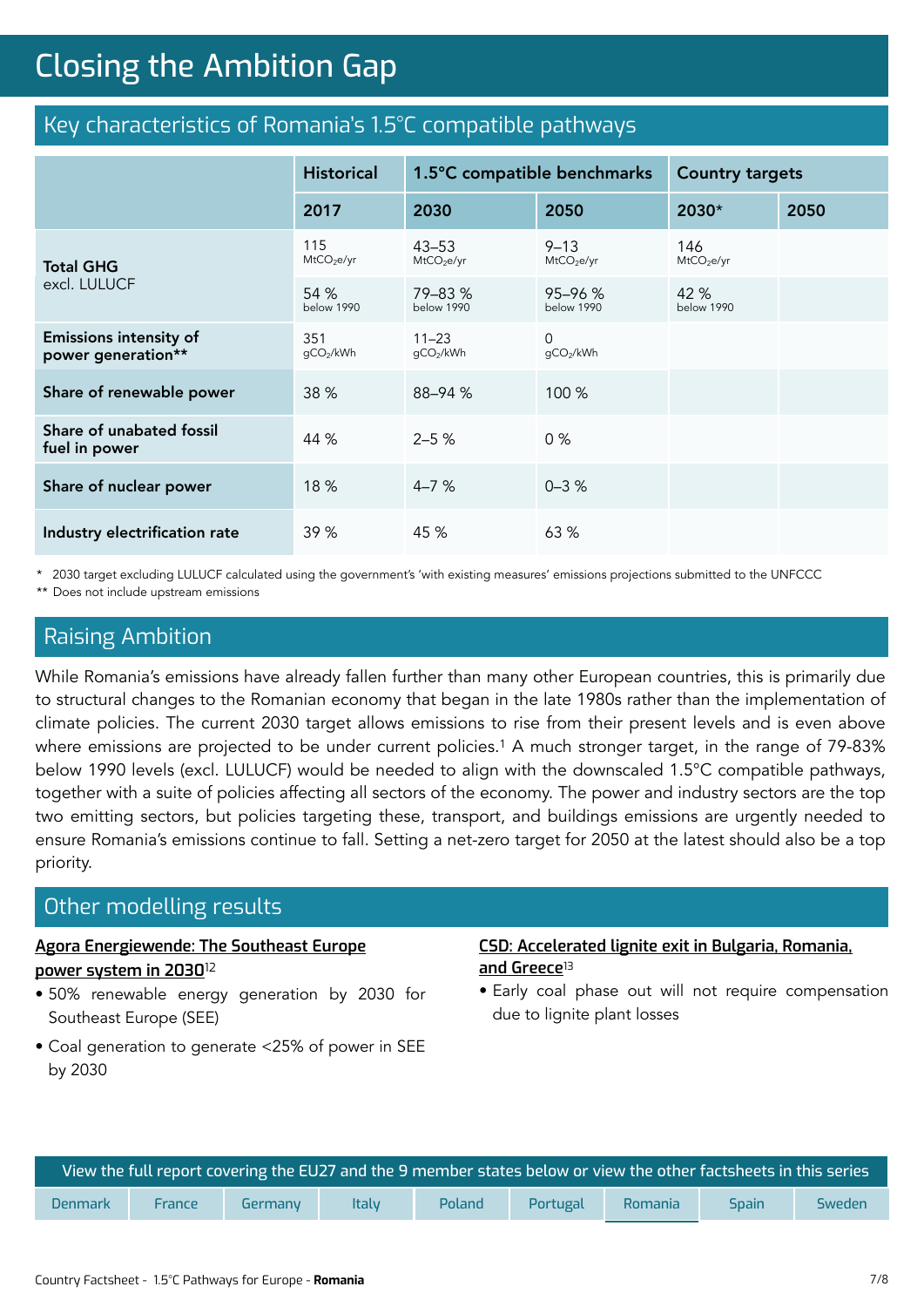# Closing the Ambition Gap

## Key characteristics of Romania's 1.5°C compatible pathways

| | Historical | 1.5°C compatible benchmarks | | Country targets | |
|---|---|---|---|---|---|
| | 2017 | 2030 | 2050 | 2030* | 2050 |
| **Total GHG** excl. LULUCF | 115 $MtCO_2e/yr$ | 43–53 $MtCO_2e/yr$ | 9–13 $MtCO_2e/yr$ | 146 $MtCO_2e/yr$ | |
| | 54 % below 1990 | 79–83 % below 1990 | 95–96 % below 1990 | 42 % below 1990 | |
| **Emissions intensity of power generation**** | 351 $gCO_2/kWh$ | 11–23 $gCO_2/kWh$ | 0 $gCO_2/kWh$ | | |
| **Share of renewable power** | 38 % | 88–94 % | 100 % | | |
| **Share of unabated fossil fuel in power** | 44 % | 2–5 % | 0 % | | |
| **Share of nuclear power** | 18 % | 4–7 % | 0–3 % | | |
| **Industry electrification rate** | 39 % | 45 % | 63 % | | |

\* 2030 target excluding LULUCF calculated using the government's 'with existing measures' emissions projections submitted to the UNFCCC

** Does not include upstream emissions

## Raising Ambition

While Romania's emissions have already fallen further than many other European countries, this is primarily due to structural changes to the Romanian economy that began in the late 1980s rather than the implementation of climate policies. The current 2030 target allows emissions to rise from their present levels and is even above where emissions are projected to be under current policies.[1] A much stronger target, in the range of 79-83% below 1990 levels (excl. LULUCF) would be needed to align with the downscaled 1.5°C compatible pathways, together with a suite of policies affecting all sectors of the economy. The power and industry sectors are the top two emitting sectors, but policies targeting these, transport, and buildings emissions are urgently needed to ensure Romania's emissions continue to fall. Setting a net-zero target for 2050 at the latest should also be a top priority.

## Other modelling results

**Agora Energiewende: The Southeast Europe power system in 2030**[12]

- 50% renewable energy generation by 2030 for Southeast Europe (SEE)
- Coal generation to generate <25% of power in SEE by 2030

**CSD: Accelerated lignite exit in Bulgaria, Romania, and Greece**[13]

- Early coal phase out will not require compensation due to lignite plant losses

View the full report covering the EU27 and the 9 member states below or view the other factsheets in this series

| Denmark | France | Germany | Italy | Poland | Portugal | Romania | Spain | Sweden |
|---|---|---|---|---|---|---|---|---|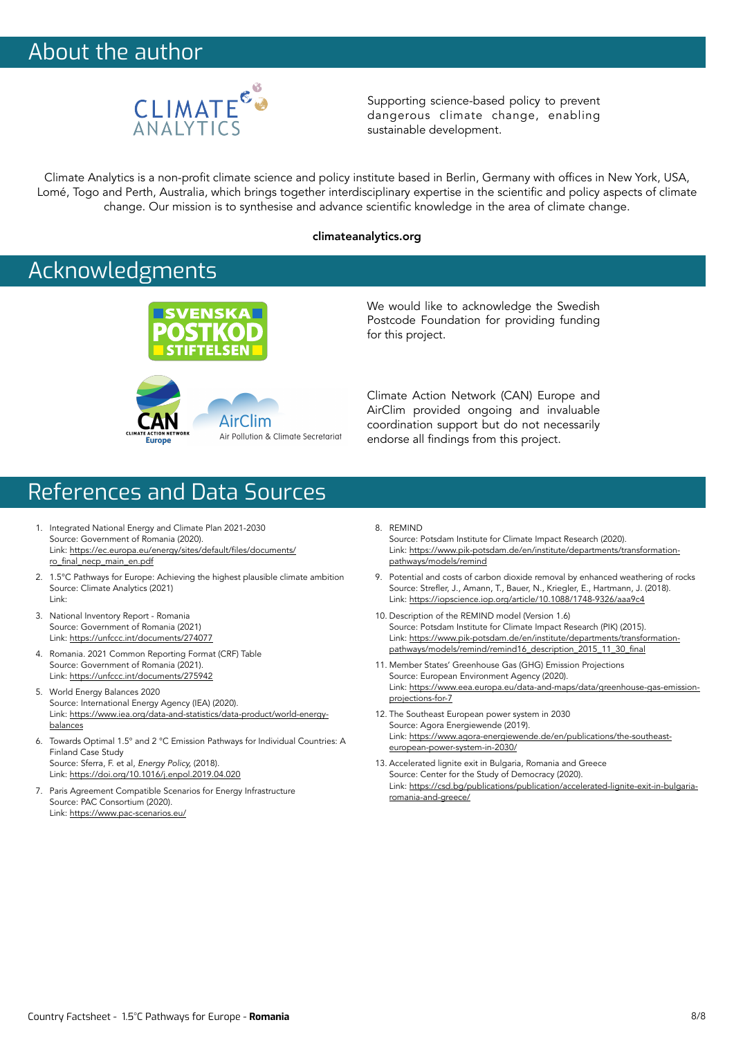# About the author

Supporting science-based policy to prevent dangerous climate change, enabling sustainable development.

Climate Analytics is a non-profit climate science and policy institute based in Berlin, Germany with offices in New York, USA, Lomé, Togo and Perth, Australia, which brings together interdisciplinary expertise in the scientific and policy aspects of climate change. Our mission is to synthesise and advance scientific knowledge in the area of climate change.

**climateanalytics.org**

# Acknowledgments

We would like to acknowledge the Swedish Postcode Foundation for providing funding for this project.

Climate Action Network (CAN) Europe and AirClim provided ongoing and invaluable coordination support but do not necessarily endorse all findings from this project.

# References and Data Sources

1. Integrated National Energy and Climate Plan 2021-2030
   Source: Government of Romania (2020).
   Link: https://ec.europa.eu/energy/sites/default/files/documents/ro_final_necp_main_en.pdf
2. 1.5°C Pathways for Europe: Achieving the highest plausible climate ambition
   Source: Climate Analytics (2021)
   Link:
3. National Inventory Report - Romania
   Source: Government of Romania (2021)
   Link: https://unfccc.int/documents/274077
4. Romania. 2021 Common Reporting Format (CRF) Table
   Source: Government of Romania (2021).
   Link: https://unfccc.int/documents/275942
5. World Energy Balances 2020
   Source: International Energy Agency (IEA) (2020).
   Link: https://www.iea.org/data-and-statistics/data-product/world-energy-balances
6. Towards Optimal 1.5° and 2 °C Emission Pathways for Individual Countries: A Finland Case Study
   Source: Sferra, F. et al, *Energy Policy*, (2018).
   Link: https://doi.org/10.1016/j.enpol.2019.04.020
7. Paris Agreement Compatible Scenarios for Energy Infrastructure
   Source: PAC Consortium (2020).
   Link: https://www.pac-scenarios.eu/
8. REMIND
   Source: Potsdam Institute for Climate Impact Research (2020).
   Link: https://www.pik-potsdam.de/en/institute/departments/transformation-pathways/models/remind
9. Potential and costs of carbon dioxide removal by enhanced weathering of rocks
   Source: Strefler, J., Amann, T., Bauer, N., Kriegler, E., Hartmann, J. (2018).
   Link: https://iopscience.iop.org/article/10.1088/1748-9326/aaa9c4
10. Description of the REMIND model (Version 1.6)
    Source: Potsdam Institute for Climate Impact Research (PIK) (2015).
    Link: https://www.pik-potsdam.de/en/institute/departments/transformation-pathways/models/remind/remind16_description_2015_11_30_final
11. Member States' Greenhouse Gas (GHG) Emission Projections
    Source: European Environment Agency (2020).
    Link: https://www.eea.europa.eu/data-and-maps/data/greenhouse-gas-emission-projections-for-7
12. The Southeast European power system in 2030
    Source: Agora Energiewende (2019).
    Link: https://www.agora-energiewende.de/en/publications/the-southeast-european-power-system-in-2030/
13. Accelerated lignite exit in Bulgaria, Romania and Greece
    Source: Center for the Study of Democracy (2020).
    Link: https://csd.bg/publications/publication/accelerated-lignite-exit-in-bulgaria-romania-and-greece/